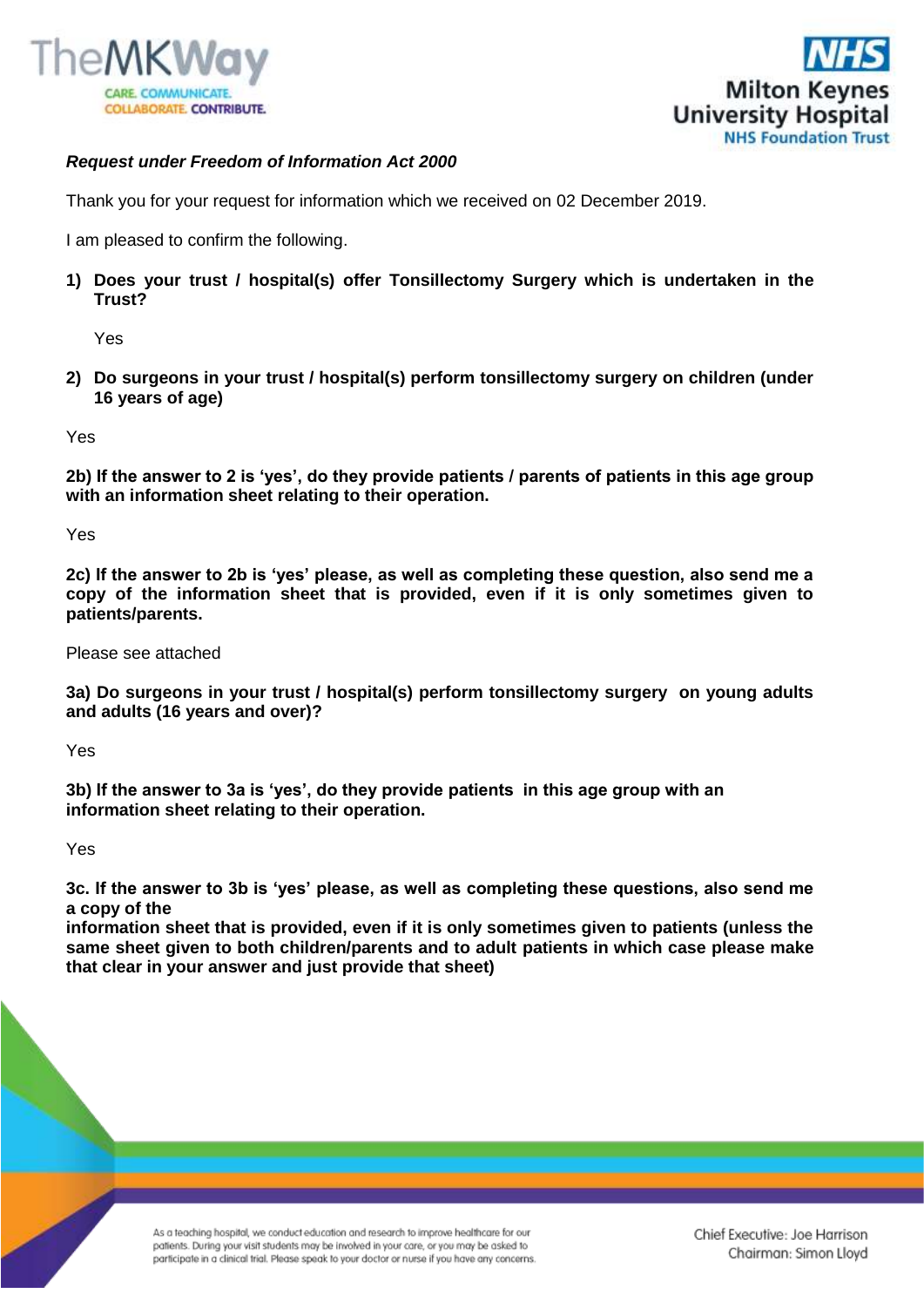*Request under Freedom of Information Act 2000*

Thank you for your request for information which we received on 02 December 2019.

I am pleased to confirm the following.

1) **Does your trust / hospital(s) offer Tonsillectomy Surgery which is undertaken in the Trust?**

   Yes

2) **Do surgeons in your trust / hospital(s) perform tonsillectomy surgery on children (under 16 years of age)**

Yes

**2b) If the answer to 2 is 'yes', do they provide patients / parents of patients in this age group with an information sheet relating to their operation.**

Yes

**2c) If the answer to 2b is 'yes' please, as well as completing these question, also send me a copy of the information sheet that is provided, even if it is only sometimes given to patients/parents.**

Please see attached

**3a) Do surgeons in your trust / hospital(s) perform tonsillectomy surgery on young adults and adults (16 years and over)?**

Yes

**3b) If the answer to 3a is 'yes', do they provide patients in this age group with an information sheet relating to their operation.**

Yes

**3c. If the answer to 3b is 'yes' please, as well as completing these questions, also send me a copy of the information sheet that is provided, even if it is only sometimes given to patients (unless the same sheet given to both children/parents and to adult patients in which case please make that clear in your answer and just provide that sheet)**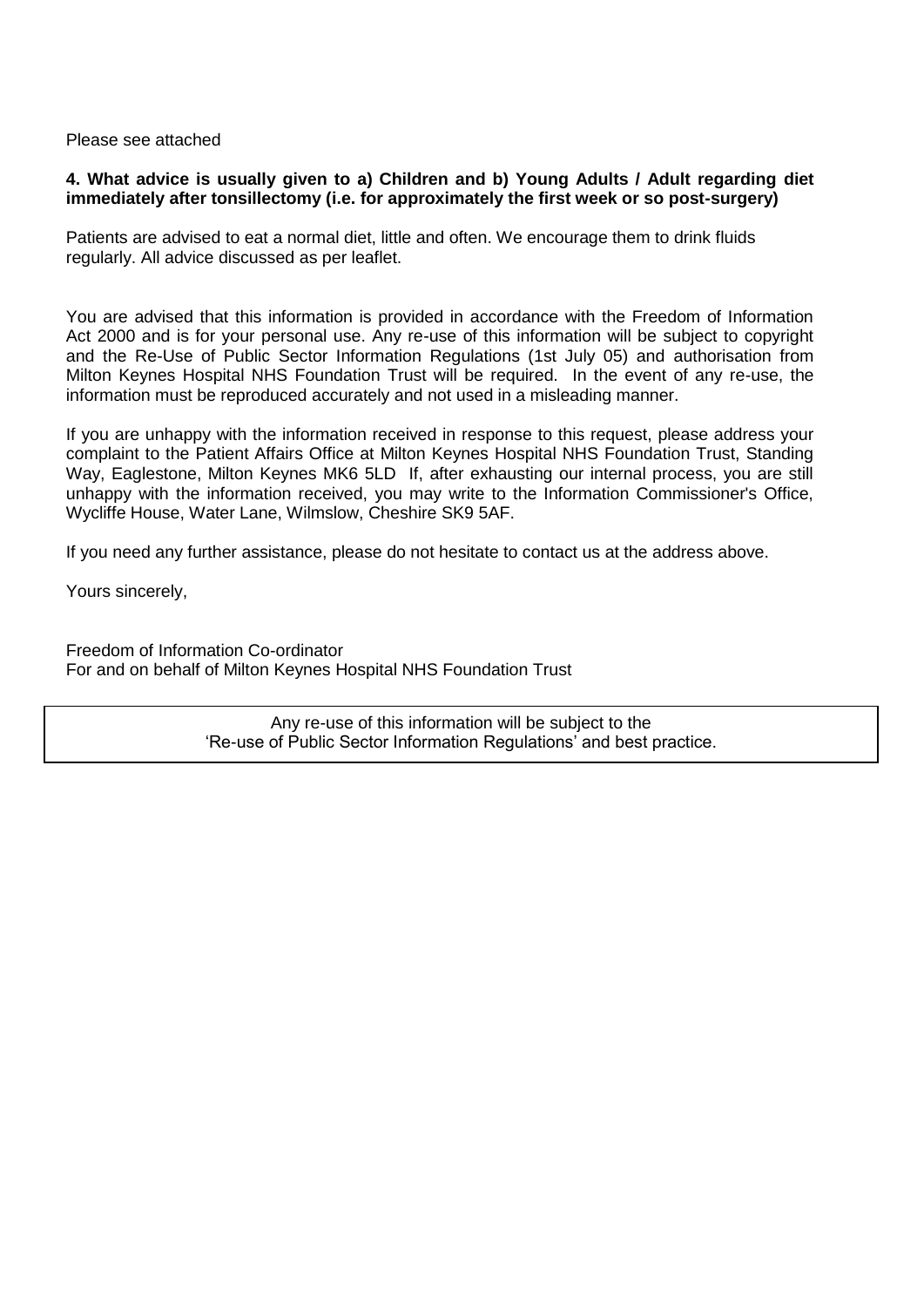Please see attached

**4. What advice is usually given to a) Children and b) Young Adults / Adult regarding diet immediately after tonsillectomy (i.e. for approximately the first week or so post-surgery)**

Patients are advised to eat a normal diet, little and often. We encourage them to drink fluids regularly. All advice discussed as per leaflet.

You are advised that this information is provided in accordance with the Freedom of Information Act 2000 and is for your personal use. Any re-use of this information will be subject to copyright and the Re-Use of Public Sector Information Regulations (1st July 05) and authorisation from Milton Keynes Hospital NHS Foundation Trust will be required. In the event of any re-use, the information must be reproduced accurately and not used in a misleading manner.

If you are unhappy with the information received in response to this request, please address your complaint to the Patient Affairs Office at Milton Keynes Hospital NHS Foundation Trust, Standing Way, Eaglestone, Milton Keynes MK6 5LD If, after exhausting our internal process, you are still unhappy with the information received, you may write to the Information Commissioner's Office, Wycliffe House, Water Lane, Wilmslow, Cheshire SK9 5AF.

If you need any further assistance, please do not hesitate to contact us at the address above.

Yours sincerely,

Freedom of Information Co-ordinator
For and on behalf of Milton Keynes Hospital NHS Foundation Trust

Any re-use of this information will be subject to the
'Re-use of Public Sector Information Regulations' and best practice.